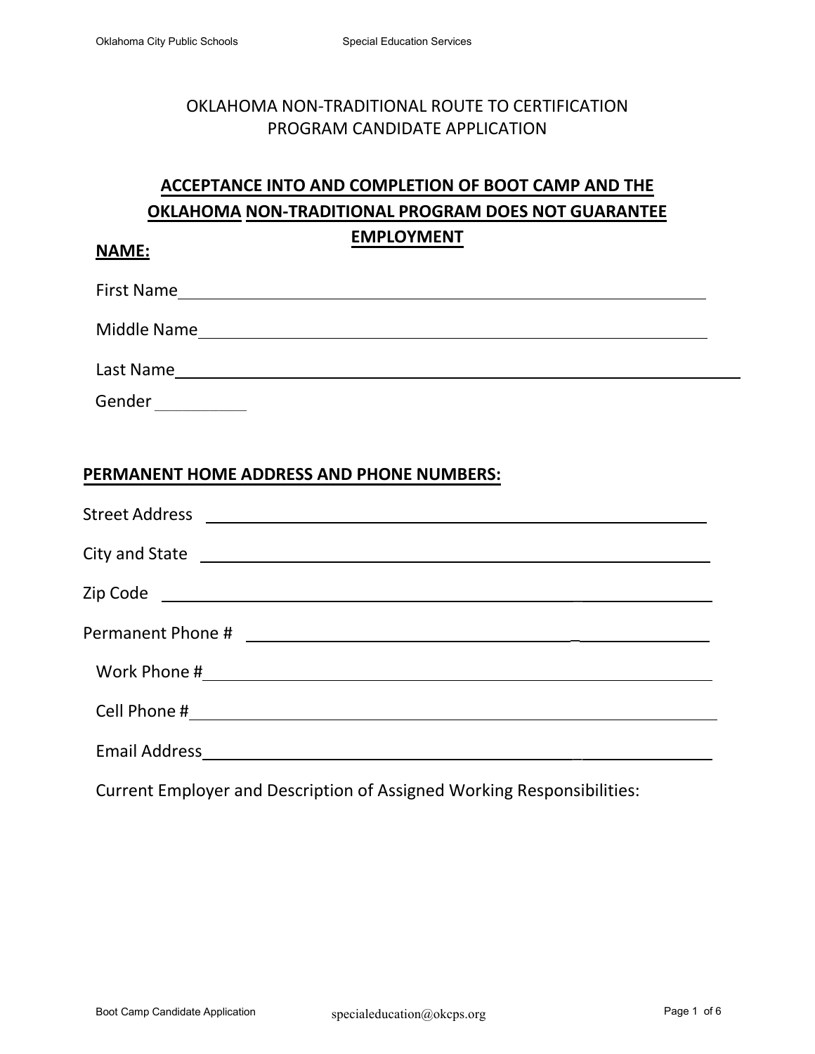# OKLAHOMA NON-TRADITIONAL ROUTE TO CERTIFICATION PROGRAM CANDIDATE APPLICATION

## ACCEPTANCE INTO AND COMPLETION OF BOOT CAMP AND THE OKLAHOMA NON-TRADITIONAL PROGRAM DOES NOT GUARANTEE EMPLOYMENT

**NAME:**

First Name ____________________

Middle Name ____________________

Last Name ____________________

Gender __________

**PERMANENT HOME ADDRESS AND PHONE NUMBERS:**

Street Address ____________________

City and State ____________________

Zip Code ____________________

Permanent Phone # ____________________

Work Phone # ____________________

Cell Phone # ____________________

Email Address ____________________

Current Employer and Description of Assigned Working Responsibilities: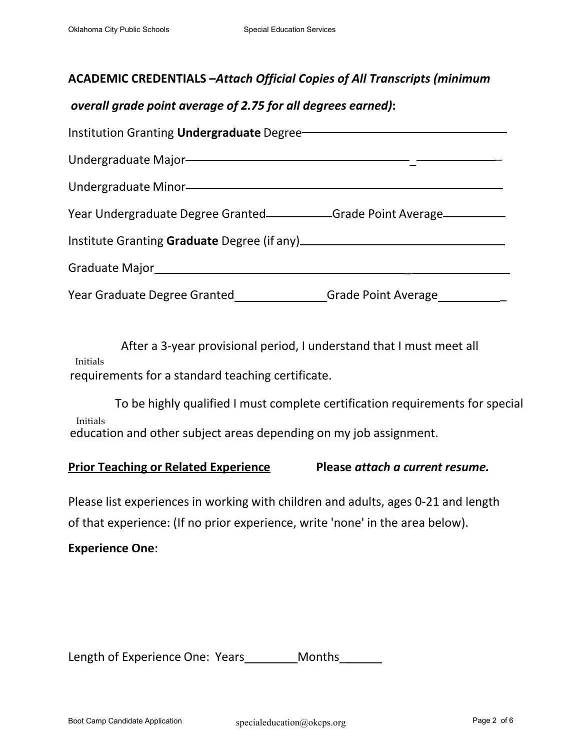**ACADEMIC CREDENTIALS –*Attach Official Copies of All Transcripts (minimum overall grade point average of 2.75 for all degrees earned)*:**

Institution Granting **Undergraduate** Degree____________________________

Undergraduate Major____________________________

Undergraduate Minor____________________________

Year Undergraduate Degree Granted__________ Grade Point Average__________

Institute Granting **Graduate** Degree (if any)____________________________

Graduate Major____________________________

Year Graduate Degree Granted__________ Grade Point Average__________

_______ After a 3-year provisional period, I understand that I must meet all requirements for a standard teaching certificate.
Initials

_______ To be highly qualified I must complete certification requirements for special education and other subject areas depending on my job assignment.
Initials

**<u>Prior Teaching or Related Experience</u>** **Please *attach a current resume.***

Please list experiences in working with children and adults, ages 0-21 and length of that experience: (If no prior experience, write 'none' in the area below).

**Experience One**:

Length of Experience One: Years________ Months______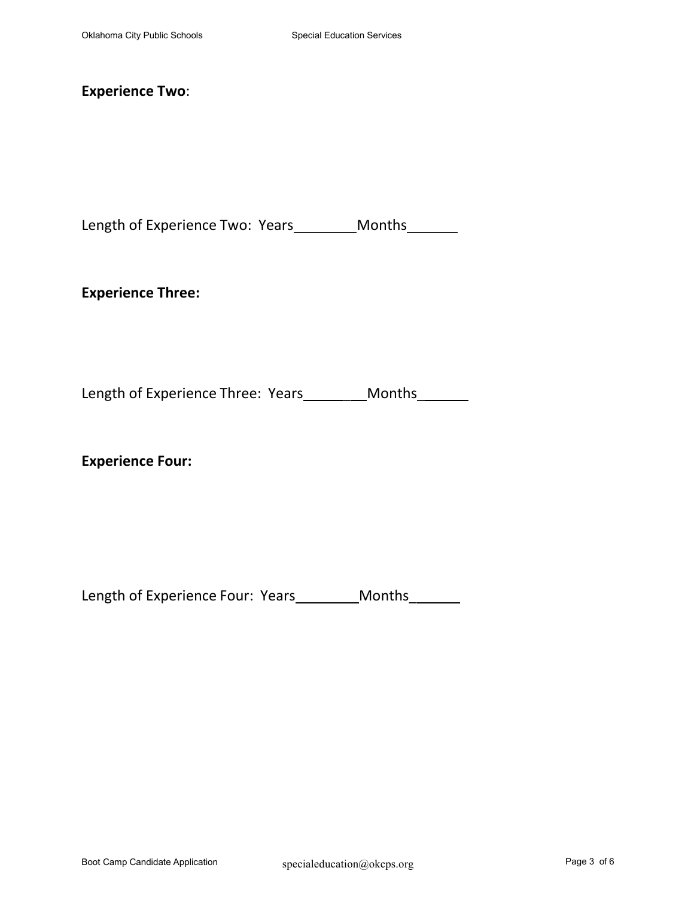**Experience Two**:

Length of Experience Two: Years________Months_______

**Experience Three:**

Length of Experience Three: Years________Months_______

**Experience Four:**

Length of Experience Four: Years________Months_______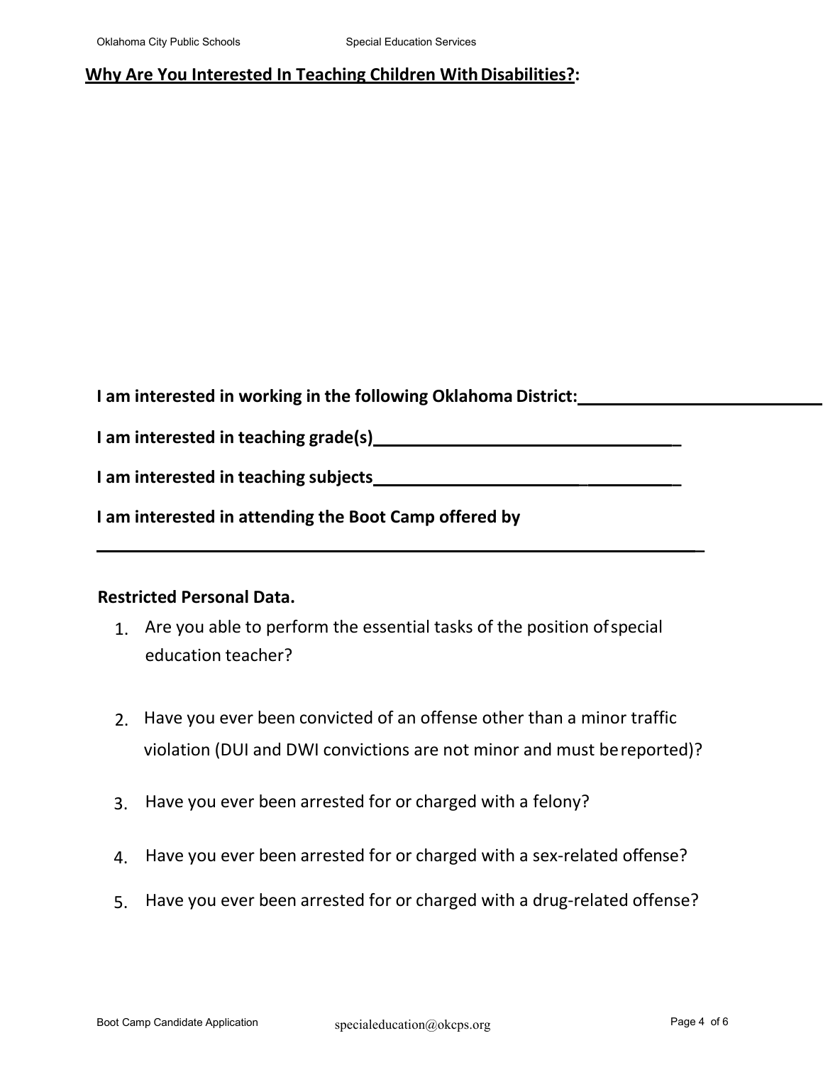**Why Are You Interested In Teaching Children With Disabilities?:**

**I am interested in working in the following Oklahoma District:**___________________________

**I am interested in teaching grade(s)**___________________________________

**I am interested in teaching subjects**___________________________________

**I am interested in attending the Boot Camp offered by**

_____________________________________________________________________

**Restricted Personal Data.**

1. Are you able to perform the essential tasks of the position of special education teacher?
2. Have you ever been convicted of an offense other than a minor traffic violation (DUI and DWI convictions are not minor and must be reported)?
3. Have you ever been arrested for or charged with a felony?
4. Have you ever been arrested for or charged with a sex-related offense?
5. Have you ever been arrested for or charged with a drug-related offense?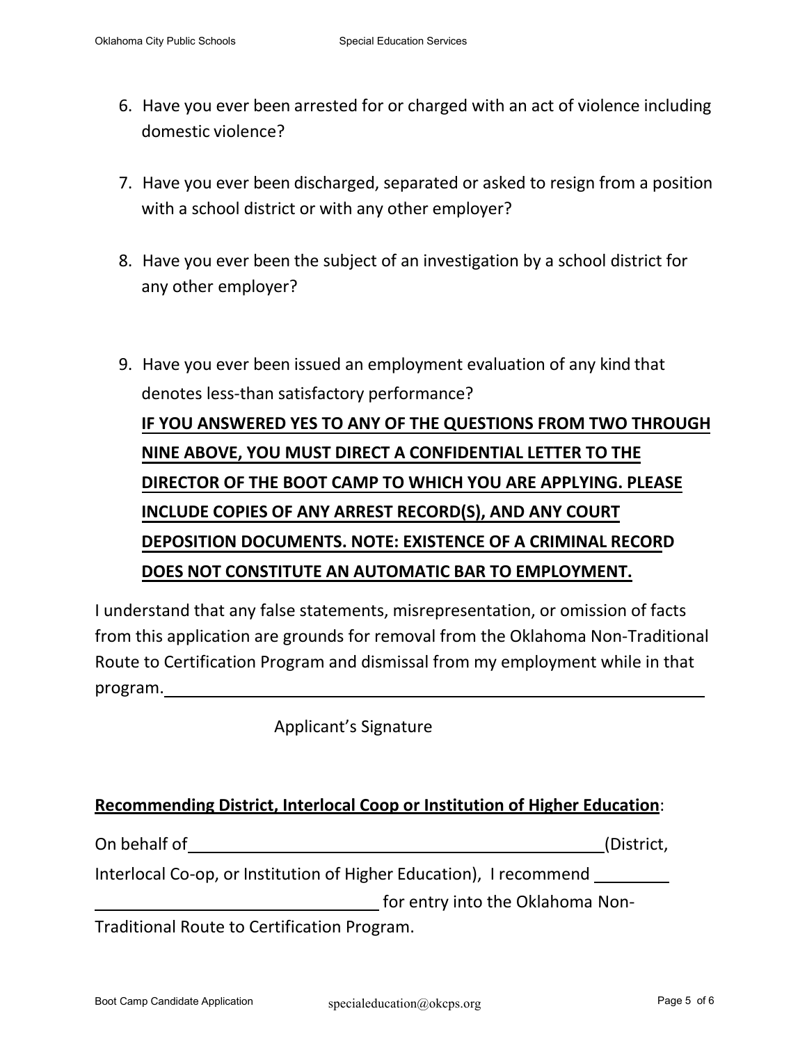6. Have you ever been arrested for or charged with an act of violence including domestic violence?

7. Have you ever been discharged, separated or asked to resign from a position with a school district or with any other employer?

8. Have you ever been the subject of an investigation by a school district for any other employer?

9. Have you ever been issued an employment evaluation of any kind that denotes less-than satisfactory performance?

   **IF YOU ANSWERED YES TO ANY OF THE QUESTIONS FROM TWO THROUGH NINE ABOVE, YOU MUST DIRECT A CONFIDENTIAL LETTER TO THE DIRECTOR OF THE BOOT CAMP TO WHICH YOU ARE APPLYING. PLEASE INCLUDE COPIES OF ANY ARREST RECORD(S), AND ANY COURT DEPOSITION DOCUMENTS. NOTE: EXISTENCE OF A CRIMINAL RECORD DOES NOT CONSTITUTE AN AUTOMATIC BAR TO EMPLOYMENT.**

I understand that any false statements, misrepresentation, or omission of facts from this application are grounds for removal from the Oklahoma Non-Traditional Route to Certification Program and dismissal from my employment while in that program.\_\_\_\_\_\_\_\_\_\_\_\_\_\_\_\_\_\_\_\_\_\_\_\_\_\_\_\_\_\_\_\_\_\_\_\_\_\_\_\_

Applicant's Signature

**Recommending District, Interlocal Coop or Institution of Higher Education**:

On behalf of \_\_\_\_\_\_\_\_\_\_\_\_\_\_\_\_\_\_\_\_\_\_\_\_\_\_\_\_\_\_\_\_\_\_\_\_(District, Interlocal Co-op, or Institution of Higher Education), I recommend \_\_\_\_\_\_\_\_\_\_\_\_\_\_\_\_\_\_\_\_\_\_\_\_\_\_\_\_\_\_\_\_ for entry into the Oklahoma Non-Traditional Route to Certification Program.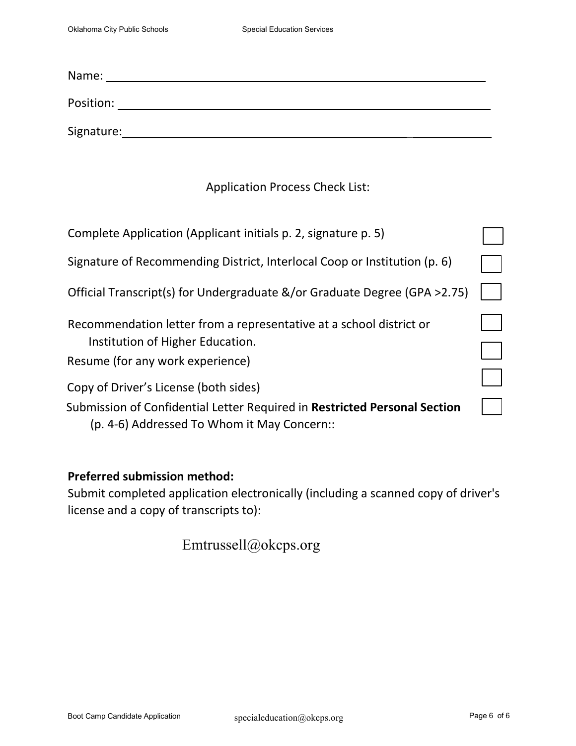Name: ____________________________________________

Position: ____________________________________________

Signature: ____________________________________________

Application Process Check List:

- [ ] Complete Application (Applicant initials p. 2, signature p. 5)
- [ ] Signature of Recommending District, Interlocal Coop or Institution (p. 6)
- [ ] Official Transcript(s) for Undergraduate &/or Graduate Degree (GPA >2.75)
- [ ] Recommendation letter from a representative at a school district or Institution of Higher Education.
- [ ] Resume (for any work experience)
- [ ] Copy of Driver's License (both sides)
- [ ] Submission of Confidential Letter Required in **Restricted Personal Section** (p. 4-6) Addressed To Whom it May Concern::

**Preferred submission method:**
Submit completed application electronically (including a scanned copy of driver's license and a copy of transcripts to):

Emtrussell@okcps.org